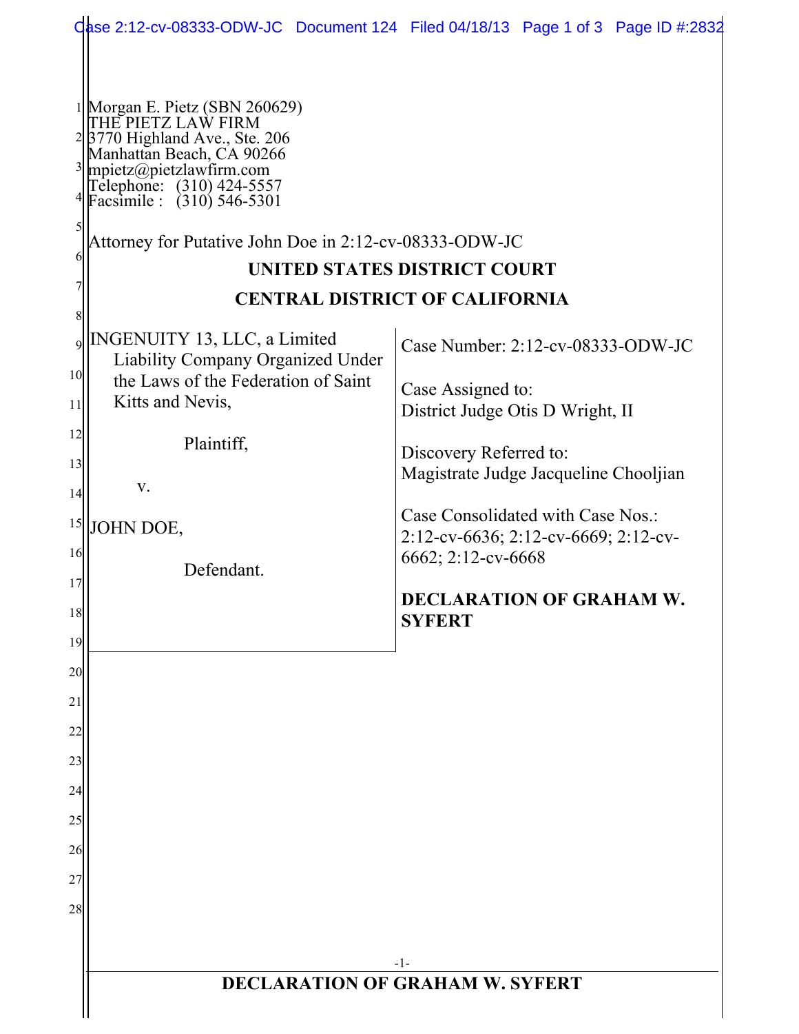Morgan E. Pietz (SBN 260629)
THE PIETZ LAW FIRM
3770 Highland Ave., Ste. 206
Manhattan Beach, CA 90266
mpietz@pietzlawfirm.com
Telephone: (310) 424-5557
Facsimile : (310) 546-5301

Attorney for Putative John Doe in 2:12-cv-08333-ODW-JC

**UNITED STATES DISTRICT COURT**

**CENTRAL DISTRICT OF CALIFORNIA**

INGENUITY 13, LLC, a Limited Liability Company Organized Under the Laws of the Federation of Saint Kitts and Nevis,

Plaintiff,

v.

JOHN DOE,

Defendant.

Case Number: 2:12-cv-08333-ODW-JC

Case Assigned to:
District Judge Otis D Wright, II

Discovery Referred to:
Magistrate Judge Jacqueline Chooljian

Case Consolidated with Case Nos.:
2:12-cv-6636; 2:12-cv-6669; 2:12-cv-6662; 2:12-cv-6668

**DECLARATION OF GRAHAM W. SYFERT**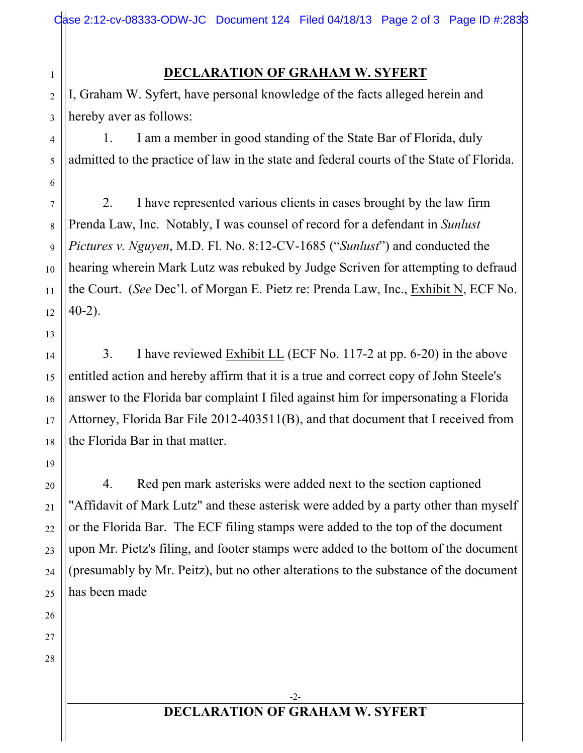# DECLARATION OF GRAHAM W. SYFERT

I, Graham W. Syfert, have personal knowledge of the facts alleged herein and hereby aver as follows:

1. I am a member in good standing of the State Bar of Florida, duly admitted to the practice of law in the state and federal courts of the State of Florida.

2. I have represented various clients in cases brought by the law firm Prenda Law, Inc. Notably, I was counsel of record for a defendant in *Sunlust Pictures v. Nguyen*, M.D. Fl. No. 8:12-CV-1685 ("*Sunlust*") and conducted the hearing wherein Mark Lutz was rebuked by Judge Scriven for attempting to defraud the Court. (*See* Dec'l. of Morgan E. Pietz re: Prenda Law, Inc., Exhibit N, ECF No. 40-2).

3. I have reviewed Exhibit LL (ECF No. 117-2 at pp. 6-20) in the above entitled action and hereby affirm that it is a true and correct copy of John Steele's answer to the Florida bar complaint I filed against him for impersonating a Florida Attorney, Florida Bar File 2012-403511(B), and that document that I received from the Florida Bar in that matter.

4. Red pen mark asterisks were added next to the section captioned "Affidavit of Mark Lutz" and these asterisk were added by a party other than myself or the Florida Bar. The ECF filing stamps were added to the top of the document upon Mr. Pietz's filing, and footer stamps were added to the bottom of the document (presumably by Mr. Peitz), but no other alterations to the substance of the document has been made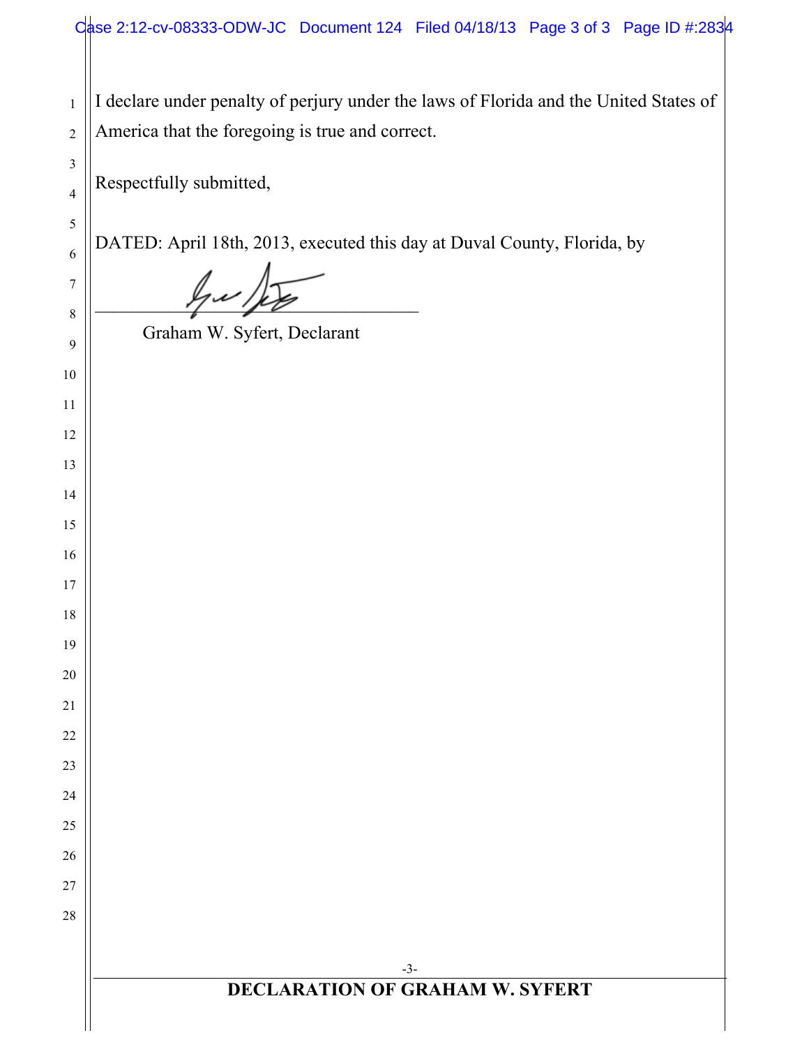I declare under penalty of perjury under the laws of Florida and the United States of America that the foregoing is true and correct.

Respectfully submitted,

DATED: April 18th, 2013, executed this day at Duval County, Florida, by

\_\_\_\_\_\_\_\_\_\_\_\_\_\_\_\_\_\_\_\_\_\_\_\_\_\_\_\_\_\_\_\_\_\_\_\_

Graham W. Syfert, Declarant

**DECLARATION OF GRAHAM W. SYFERT**